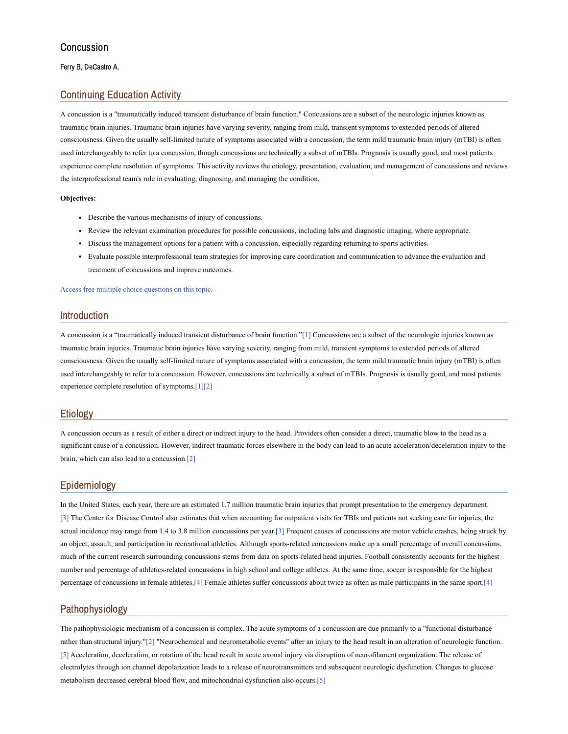# Concussion

Ferry B, DeCastro A.

## Continuing Education Activity

A concussion is a "traumatically induced transient disturbance of brain function." Concussions are a subset of the neurologic injuries known as traumatic brain injuries. Traumatic brain injuries have varying severity, ranging from mild, transient symptoms to extended periods of altered consciousness. Given the usually self-limited nature of symptoms associated with a concussion, the term mild traumatic brain injury (mTBI) is often used interchangeably to refer to a concussion, though concussions are technically a subset of mTBIs. Prognosis is usually good, and most patients experience complete resolution of symptoms. This activity reviews the etiology, presentation, evaluation, and management of concussions and reviews the interprofessional team's role in evaluating, diagnosing, and managing the condition.

**Objectives:**

- Describe the various mechanisms of injury of concussions.
- Review the relevant examination procedures for possible concussions, including labs and diagnostic imaging, where appropriate.
- Discuss the management options for a patient with a concussion, especially regarding returning to sports activities.
- Evaluate possible interprofessional team strategies for improving care coordination and communication to advance the evaluation and treatment of concussions and improve outcomes.

Access free multiple choice questions on this topic.

## Introduction

A concussion is a "traumatically induced transient disturbance of brain function."[1] Concussions are a subset of the neurologic injuries known as traumatic brain injuries. Traumatic brain injuries have varying severity, ranging from mild, transient symptoms to extended periods of altered consciousness. Given the usually self-limited nature of symptoms associated with a concussion, the term mild traumatic brain injury (mTBI) is often used interchangeably to refer to a concussion. However, concussions are technically a subset of mTBIs. Prognosis is usually good, and most patients experience complete resolution of symptoms.[1][2]

## Etiology

A concussion occurs as a result of either a direct or indirect injury to the head. Providers often consider a direct, traumatic blow to the head as a significant cause of a concussion. However, indirect traumatic forces elsewhere in the body can lead to an acute acceleration/deceleration injury to the brain, which can also lead to a concussion.[2]

## Epidemiology

In the United States, each year, there are an estimated 1.7 million traumatic brain injuries that prompt presentation to the emergency department.[3] The Center for Disease Control also estimates that when accounting for outpatient visits for TBIs and patients not seeking care for injuries, the actual incidence may range from 1.4 to 3.8 million concussions per year.[3] Frequent causes of concussions are motor vehicle crashes, being struck by an object, assault, and participation in recreational athletics. Although sports-related concussions make up a small percentage of overall concussions, much of the current research surrounding concussions stems from data on sports-related head injuries. Football consistently accounts for the highest number and percentage of athletics-related concussions in high school and college athletes. At the same time, soccer is responsible for the highest percentage of concussions in female athletes.[4] Female athletes suffer concussions about twice as often as male participants in the same sport.[4]

## Pathophysiology

The pathophysiologic mechanism of a concussion is complex. The acute symptoms of a concussion are due primarily to a "functional disturbance rather than structural injury."[2] "Neurochemical and neurometabolic events" after an injury to the head result in an alteration of neurologic function.[5] Acceleration, deceleration, or rotation of the head result in acute axonal injury via disruption of neurofilament organization. The release of electrolytes through ion channel depolarization leads to a release of neurotransmitters and subsequent neurologic dysfunction. Changes to glucose metabolism decreased cerebral blood flow, and mitochondrial dysfunction also occurs.[5]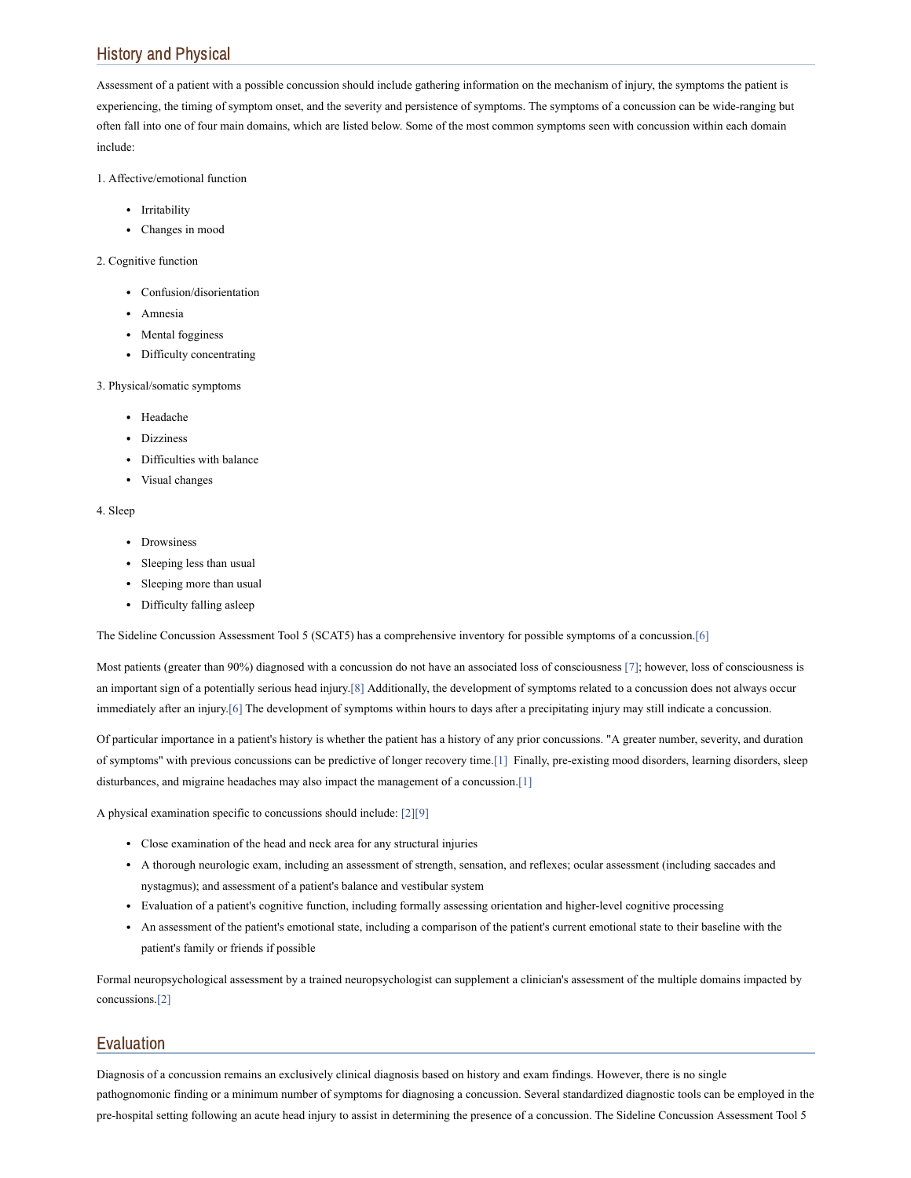## History and Physical

Assessment of a patient with a possible concussion should include gathering information on the mechanism of injury, the symptoms the patient is experiencing, the timing of symptom onset, and the severity and persistence of symptoms. The symptoms of a concussion can be wide-ranging but often fall into one of four main domains, which are listed below. Some of the most common symptoms seen with concussion within each domain include:

1. Affective/emotional function

- Irritability
- Changes in mood

2. Cognitive function

- Confusion/disorientation
- Amnesia
- Mental fogginess
- Difficulty concentrating

3. Physical/somatic symptoms

- Headache
- Dizziness
- Difficulties with balance
- Visual changes

4. Sleep

- Drowsiness
- Sleeping less than usual
- Sleeping more than usual
- Difficulty falling asleep

The Sideline Concussion Assessment Tool 5 (SCAT5) has a comprehensive inventory for possible symptoms of a concussion.[6]

Most patients (greater than 90%) diagnosed with a concussion do not have an associated loss of consciousness [7]; however, loss of consciousness is an important sign of a potentially serious head injury.[8] Additionally, the development of symptoms related to a concussion does not always occur immediately after an injury.[6] The development of symptoms within hours to days after a precipitating injury may still indicate a concussion.

Of particular importance in a patient's history is whether the patient has a history of any prior concussions. "A greater number, severity, and duration of symptoms" with previous concussions can be predictive of longer recovery time.[1] Finally, pre-existing mood disorders, learning disorders, sleep disturbances, and migraine headaches may also impact the management of a concussion.[1]

A physical examination specific to concussions should include: [2][9]

- Close examination of the head and neck area for any structural injuries
- A thorough neurologic exam, including an assessment of strength, sensation, and reflexes; ocular assessment (including saccades and nystagmus); and assessment of a patient's balance and vestibular system
- Evaluation of a patient's cognitive function, including formally assessing orientation and higher-level cognitive processing
- An assessment of the patient's emotional state, including a comparison of the patient's current emotional state to their baseline with the patient's family or friends if possible

Formal neuropsychological assessment by a trained neuropsychologist can supplement a clinician's assessment of the multiple domains impacted by concussions.[2]

## Evaluation

Diagnosis of a concussion remains an exclusively clinical diagnosis based on history and exam findings. However, there is no single pathognomonic finding or a minimum number of symptoms for diagnosing a concussion. Several standardized diagnostic tools can be employed in the pre-hospital setting following an acute head injury to assist in determining the presence of a concussion. The Sideline Concussion Assessment Tool 5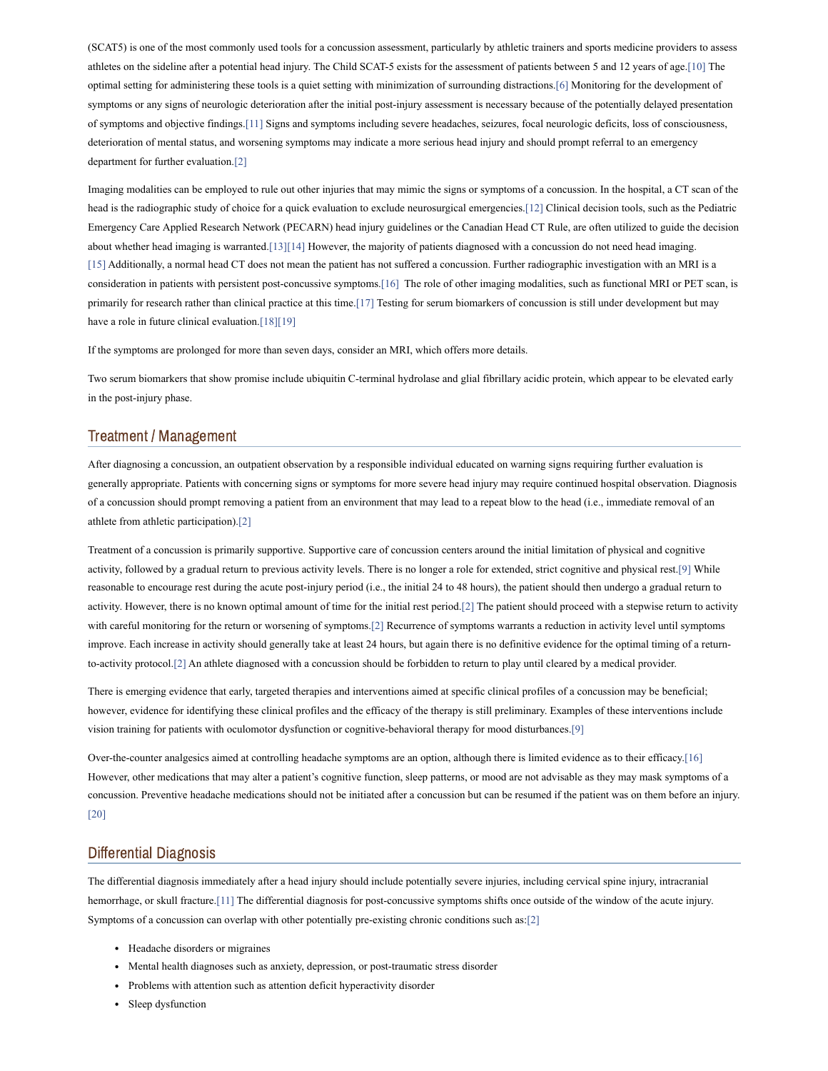(SCAT5) is one of the most commonly used tools for a concussion assessment, particularly by athletic trainers and sports medicine providers to assess athletes on the sideline after a potential head injury. The Child SCAT-5 exists for the assessment of patients between 5 and 12 years of age.[10] The optimal setting for administering these tools is a quiet setting with minimization of surrounding distractions.[6] Monitoring for the development of symptoms or any signs of neurologic deterioration after the initial post-injury assessment is necessary because of the potentially delayed presentation of symptoms and objective findings.[11] Signs and symptoms including severe headaches, seizures, focal neurologic deficits, loss of consciousness, deterioration of mental status, and worsening symptoms may indicate a more serious head injury and should prompt referral to an emergency department for further evaluation.[2]

Imaging modalities can be employed to rule out other injuries that may mimic the signs or symptoms of a concussion. In the hospital, a CT scan of the head is the radiographic study of choice for a quick evaluation to exclude neurosurgical emergencies.[12] Clinical decision tools, such as the Pediatric Emergency Care Applied Research Network (PECARN) head injury guidelines or the Canadian Head CT Rule, are often utilized to guide the decision about whether head imaging is warranted.[13][14] However, the majority of patients diagnosed with a concussion do not need head imaging.[15] Additionally, a normal head CT does not mean the patient has not suffered a concussion. Further radiographic investigation with an MRI is a consideration in patients with persistent post-concussive symptoms.[16] The role of other imaging modalities, such as functional MRI or PET scan, is primarily for research rather than clinical practice at this time.[17] Testing for serum biomarkers of concussion is still under development but may have a role in future clinical evaluation.[18][19]

If the symptoms are prolonged for more than seven days, consider an MRI, which offers more details.

Two serum biomarkers that show promise include ubiquitin C-terminal hydrolase and glial fibrillary acidic protein, which appear to be elevated early in the post-injury phase.

## Treatment / Management

After diagnosing a concussion, an outpatient observation by a responsible individual educated on warning signs requiring further evaluation is generally appropriate. Patients with concerning signs or symptoms for more severe head injury may require continued hospital observation. Diagnosis of a concussion should prompt removing a patient from an environment that may lead to a repeat blow to the head (i.e., immediate removal of an athlete from athletic participation).[2]

Treatment of a concussion is primarily supportive. Supportive care of concussion centers around the initial limitation of physical and cognitive activity, followed by a gradual return to previous activity levels. There is no longer a role for extended, strict cognitive and physical rest.[9] While reasonable to encourage rest during the acute post-injury period (i.e., the initial 24 to 48 hours), the patient should then undergo a gradual return to activity. However, there is no known optimal amount of time for the initial rest period.[2] The patient should proceed with a stepwise return to activity with careful monitoring for the return or worsening of symptoms.[2] Recurrence of symptoms warrants a reduction in activity level until symptoms improve. Each increase in activity should generally take at least 24 hours, but again there is no definitive evidence for the optimal timing of a return-to-activity protocol.[2] An athlete diagnosed with a concussion should be forbidden to return to play until cleared by a medical provider.

There is emerging evidence that early, targeted therapies and interventions aimed at specific clinical profiles of a concussion may be beneficial; however, evidence for identifying these clinical profiles and the efficacy of the therapy is still preliminary. Examples of these interventions include vision training for patients with oculomotor dysfunction or cognitive-behavioral therapy for mood disturbances.[9]

Over-the-counter analgesics aimed at controlling headache symptoms are an option, although there is limited evidence as to their efficacy.[16] However, other medications that may alter a patient's cognitive function, sleep patterns, or mood are not advisable as they may mask symptoms of a concussion. Preventive headache medications should not be initiated after a concussion but can be resumed if the patient was on them before an injury.[20]

## Differential Diagnosis

The differential diagnosis immediately after a head injury should include potentially severe injuries, including cervical spine injury, intracranial hemorrhage, or skull fracture.[11] The differential diagnosis for post-concussive symptoms shifts once outside of the window of the acute injury. Symptoms of a concussion can overlap with other potentially pre-existing chronic conditions such as:[2]

- Headache disorders or migraines
- Mental health diagnoses such as anxiety, depression, or post-traumatic stress disorder
- Problems with attention such as attention deficit hyperactivity disorder
- Sleep dysfunction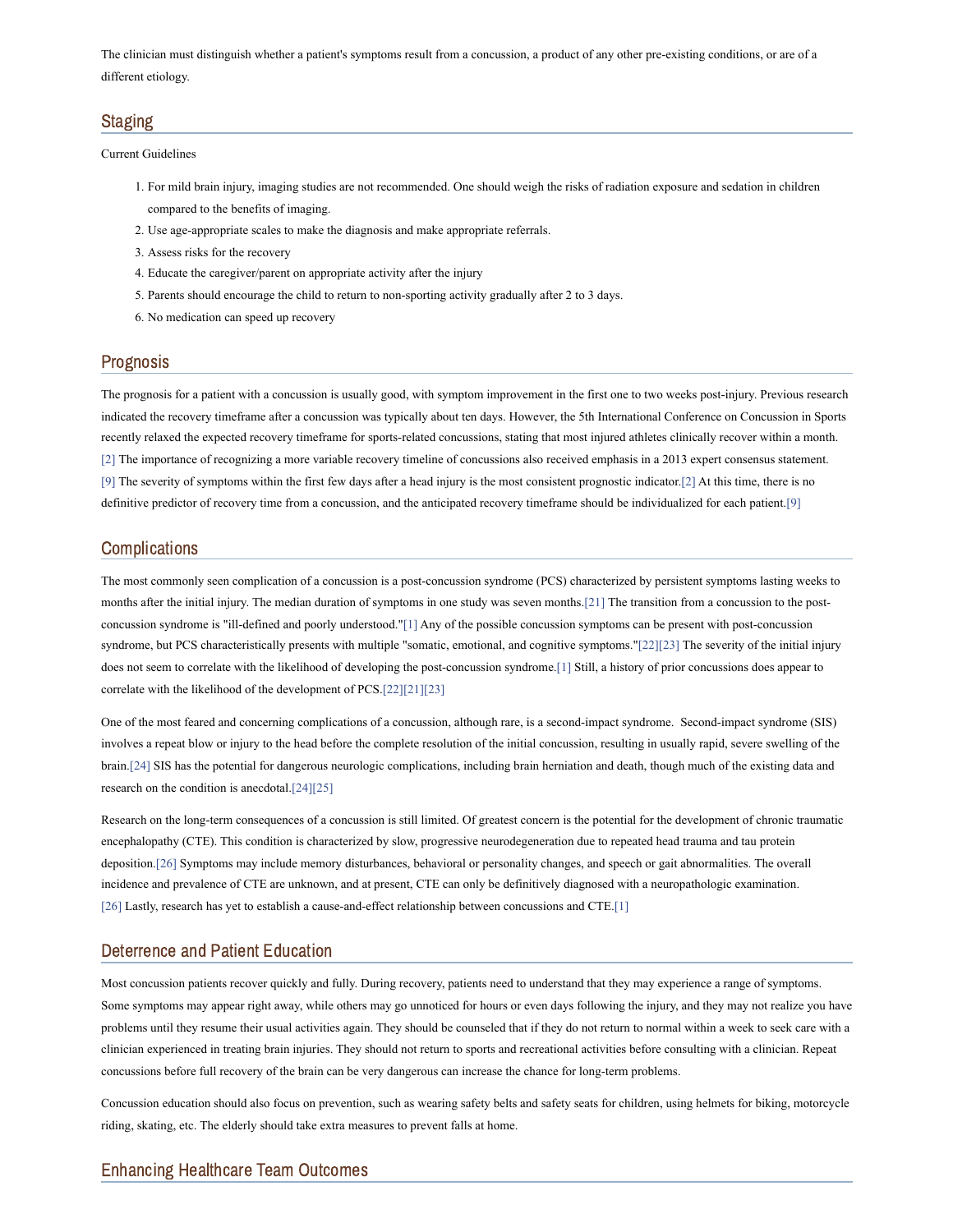The clinician must distinguish whether a patient's symptoms result from a concussion, a product of any other pre-existing conditions, or are of a different etiology.

## Staging

Current Guidelines

1. For mild brain injury, imaging studies are not recommended. One should weigh the risks of radiation exposure and sedation in children compared to the benefits of imaging.
2. Use age-appropriate scales to make the diagnosis and make appropriate referrals.
3. Assess risks for the recovery
4. Educate the caregiver/parent on appropriate activity after the injury
5. Parents should encourage the child to return to non-sporting activity gradually after 2 to 3 days.
6. No medication can speed up recovery

## Prognosis

The prognosis for a patient with a concussion is usually good, with symptom improvement in the first one to two weeks post-injury. Previous research indicated the recovery timeframe after a concussion was typically about ten days. However, the 5th International Conference on Concussion in Sports recently relaxed the expected recovery timeframe for sports-related concussions, stating that most injured athletes clinically recover within a month.[2] The importance of recognizing a more variable recovery timeline of concussions also received emphasis in a 2013 expert consensus statement.[9] The severity of symptoms within the first few days after a head injury is the most consistent prognostic indicator.[2] At this time, there is no definitive predictor of recovery time from a concussion, and the anticipated recovery timeframe should be individualized for each patient.[9]

## Complications

The most commonly seen complication of a concussion is a post-concussion syndrome (PCS) characterized by persistent symptoms lasting weeks to months after the initial injury. The median duration of symptoms in one study was seven months.[21] The transition from a concussion to the post-concussion syndrome is "ill-defined and poorly understood."[1] Any of the possible concussion symptoms can be present with post-concussion syndrome, but PCS characteristically presents with multiple "somatic, emotional, and cognitive symptoms."[22][23] The severity of the initial injury does not seem to correlate with the likelihood of developing the post-concussion syndrome.[1] Still, a history of prior concussions does appear to correlate with the likelihood of the development of PCS.[22][21][23]

One of the most feared and concerning complications of a concussion, although rare, is a second-impact syndrome. Second-impact syndrome (SIS) involves a repeat blow or injury to the head before the complete resolution of the initial concussion, resulting in usually rapid, severe swelling of the brain.[24] SIS has the potential for dangerous neurologic complications, including brain herniation and death, though much of the existing data and research on the condition is anecdotal.[24][25]

Research on the long-term consequences of a concussion is still limited. Of greatest concern is the potential for the development of chronic traumatic encephalopathy (CTE). This condition is characterized by slow, progressive neurodegeneration due to repeated head trauma and tau protein deposition.[26] Symptoms may include memory disturbances, behavioral or personality changes, and speech or gait abnormalities. The overall incidence and prevalence of CTE are unknown, and at present, CTE can only be definitively diagnosed with a neuropathologic examination.[26] Lastly, research has yet to establish a cause-and-effect relationship between concussions and CTE.[1]

## Deterrence and Patient Education

Most concussion patients recover quickly and fully. During recovery, patients need to understand that they may experience a range of symptoms. Some symptoms may appear right away, while others may go unnoticed for hours or even days following the injury, and they may not realize you have problems until they resume their usual activities again. They should be counseled that if they do not return to normal within a week to seek care with a clinician experienced in treating brain injuries. They should not return to sports and recreational activities before consulting with a clinician. Repeat concussions before full recovery of the brain can be very dangerous can increase the chance for long-term problems.

Concussion education should also focus on prevention, such as wearing safety belts and safety seats for children, using helmets for biking, motorcycle riding, skating, etc. The elderly should take extra measures to prevent falls at home.

## Enhancing Healthcare Team Outcomes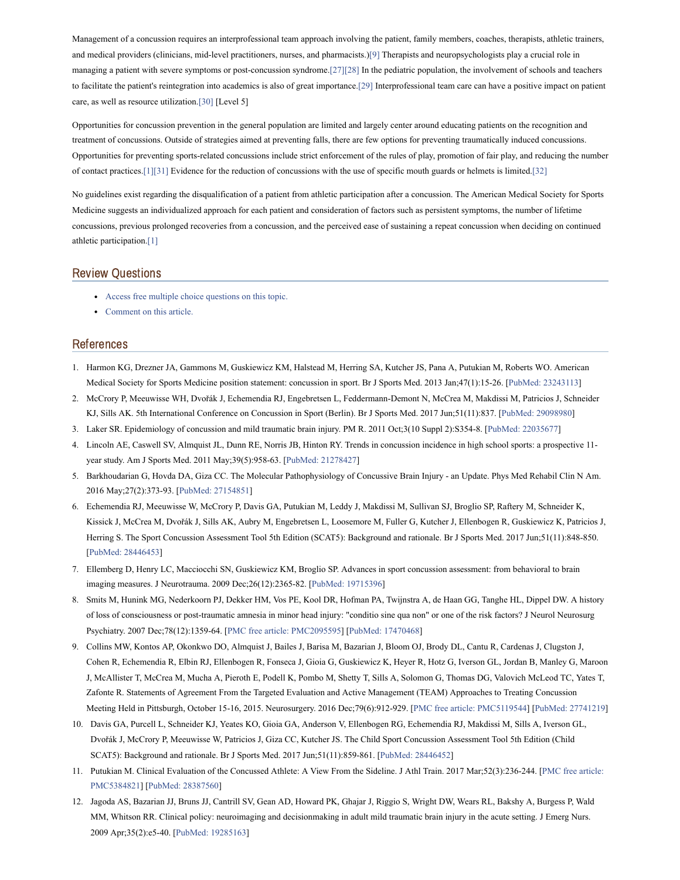Management of a concussion requires an interprofessional team approach involving the patient, family members, coaches, therapists, athletic trainers, and medical providers (clinicians, mid-level practitioners, nurses, and pharmacists.)[9] Therapists and neuropsychologists play a crucial role in managing a patient with severe symptoms or post-concussion syndrome.[27][28] In the pediatric population, the involvement of schools and teachers to facilitate the patient's reintegration into academics is also of great importance.[29] Interprofessional team care can have a positive impact on patient care, as well as resource utilization.[30] [Level 5]

Opportunities for concussion prevention in the general population are limited and largely center around educating patients on the recognition and treatment of concussions. Outside of strategies aimed at preventing falls, there are few options for preventing traumatically induced concussions. Opportunities for preventing sports-related concussions include strict enforcement of the rules of play, promotion of fair play, and reducing the number of contact practices.[1][31] Evidence for the reduction of concussions with the use of specific mouth guards or helmets is limited.[32]

No guidelines exist regarding the disqualification of a patient from athletic participation after a concussion. The American Medical Society for Sports Medicine suggests an individualized approach for each patient and consideration of factors such as persistent symptoms, the number of lifetime concussions, previous prolonged recoveries from a concussion, and the perceived ease of sustaining a repeat concussion when deciding on continued athletic participation.[1]

## Review Questions

- Access free multiple choice questions on this topic.
- Comment on this article.

## References

1. Harmon KG, Drezner JA, Gammons M, Guskiewicz KM, Halstead M, Herring SA, Kutcher JS, Pana A, Putukian M, Roberts WO. American Medical Society for Sports Medicine position statement: concussion in sport. Br J Sports Med. 2013 Jan;47(1):15-26. [PubMed: 23243113]
2. McCrory P, Meeuwisse WH, Dvořák J, Echemendia RJ, Engebretsen L, Feddermann-Demont N, McCrea M, Makdissi M, Patricios J, Schneider KJ, Sills AK. 5th International Conference on Concussion in Sport (Berlin). Br J Sports Med. 2017 Jun;51(11):837. [PubMed: 29098980]
3. Laker SR. Epidemiology of concussion and mild traumatic brain injury. PM R. 2011 Oct;3(10 Suppl 2):S354-8. [PubMed: 22035677]
4. Lincoln AE, Caswell SV, Almquist JL, Dunn RE, Norris JB, Hinton RY. Trends in concussion incidence in high school sports: a prospective 11-year study. Am J Sports Med. 2011 May;39(5):958-63. [PubMed: 21278427]
5. Barkhoudarian G, Hovda DA, Giza CC. The Molecular Pathophysiology of Concussive Brain Injury - an Update. Phys Med Rehabil Clin N Am. 2016 May;27(2):373-93. [PubMed: 27154851]
6. Echemendia RJ, Meeuwisse W, McCrory P, Davis GA, Putukian M, Leddy J, Makdissi M, Sullivan SJ, Broglio SP, Raftery M, Schneider K, Kissick J, McCrea M, Dvořák J, Sills AK, Aubry M, Engebretsen L, Loosemore M, Fuller G, Kutcher J, Ellenbogen R, Guskiewicz K, Patricios J, Herring S. The Sport Concussion Assessment Tool 5th Edition (SCAT5): Background and rationale. Br J Sports Med. 2017 Jun;51(11):848-850. [PubMed: 28446453]
7. Ellemberg D, Henry LC, Macciocchi SN, Guskiewicz KM, Broglio SP. Advances in sport concussion assessment: from behavioral to brain imaging measures. J Neurotrauma. 2009 Dec;26(12):2365-82. [PubMed: 19715396]
8. Smits M, Hunink MG, Nederkoorn PJ, Dekker HM, Vos PE, Kool DR, Hofman PA, Twijnstra A, de Haan GG, Tanghe HL, Dippel DW. A history of loss of consciousness or post-traumatic amnesia in minor head injury: "conditio sine qua non" or one of the risk factors? J Neurol Neurosurg Psychiatry. 2007 Dec;78(12):1359-64. [PMC free article: PMC2095595] [PubMed: 17470468]
9. Collins MW, Kontos AP, Okonkwo DO, Almquist J, Bailes J, Barisa M, Bazarian J, Bloom OJ, Brody DL, Cantu R, Cardenas J, Clugston J, Cohen R, Echemendia R, Elbin RJ, Ellenbogen R, Fonseca J, Gioia G, Guskiewicz K, Heyer R, Hotz G, Iverson GL, Jordan B, Manley G, Maroon J, McAllister T, McCrea M, Mucha A, Pieroth E, Podell K, Pombo M, Shetty T, Sills A, Solomon G, Thomas DG, Valovich McLeod TC, Yates T, Zafonte R. Statements of Agreement From the Targeted Evaluation and Active Management (TEAM) Approaches to Treating Concussion Meeting Held in Pittsburgh, October 15-16, 2015. Neurosurgery. 2016 Dec;79(6):912-929. [PMC free article: PMC5119544] [PubMed: 27741219]
10. Davis GA, Purcell L, Schneider KJ, Yeates KO, Gioia GA, Anderson V, Ellenbogen RG, Echemendia RJ, Makdissi M, Sills A, Iverson GL, Dvořák J, McCrory P, Meeuwisse W, Patricios J, Giza CC, Kutcher JS. The Child Sport Concussion Assessment Tool 5th Edition (Child SCAT5): Background and rationale. Br J Sports Med. 2017 Jun;51(11):859-861. [PubMed: 28446452]
11. Putukian M. Clinical Evaluation of the Concussed Athlete: A View From the Sideline. J Athl Train. 2017 Mar;52(3):236-244. [PMC free article: PMC5384821] [PubMed: 28387560]
12. Jagoda AS, Bazarian JJ, Bruns JJ, Cantrill SV, Gean AD, Howard PK, Ghajar J, Riggio S, Wright DW, Wears RL, Bakshy A, Burgess P, Wald MM, Whitson RR. Clinical policy: neuroimaging and decisionmaking in adult mild traumatic brain injury in the acute setting. J Emerg Nurs. 2009 Apr;35(2):e5-40. [PubMed: 19285163]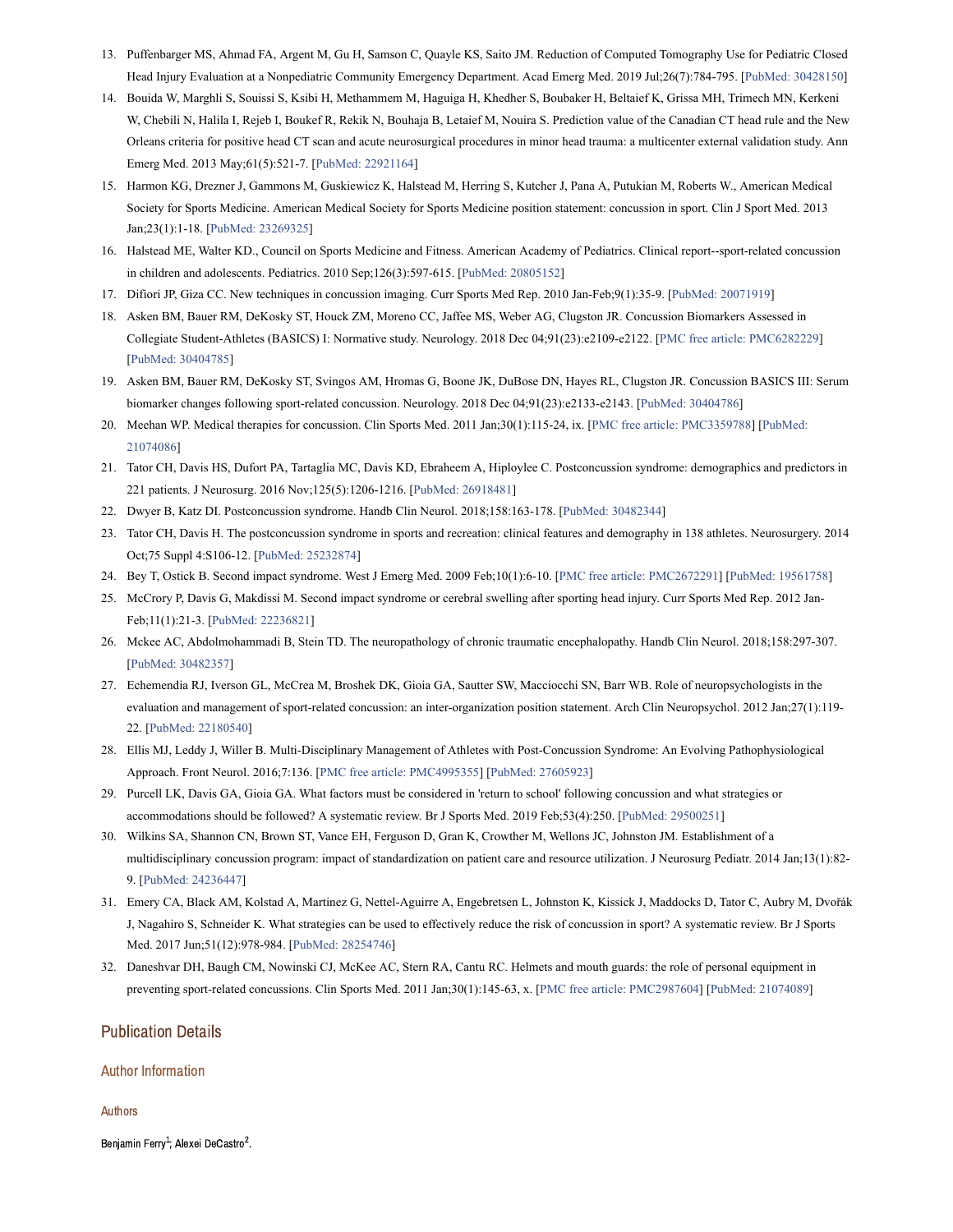13. Puffenbarger MS, Ahmad FA, Argent M, Gu H, Samson C, Quayle KS, Saito JM. Reduction of Computed Tomography Use for Pediatric Closed Head Injury Evaluation at a Nonpediatric Community Emergency Department. Acad Emerg Med. 2019 Jul;26(7):784-795. [PubMed: 30428150]
14. Bouida W, Marghli S, Souissi S, Ksibi H, Methammem M, Haguiga H, Khedher S, Boubaker H, Beltaief K, Grissa MH, Trimech MN, Kerkeni W, Chebili N, Halila I, Rejeb I, Boukef R, Rekik N, Bouhaja B, Letaief M, Nouira S. Prediction value of the Canadian CT head rule and the New Orleans criteria for positive head CT scan and acute neurosurgical procedures in minor head trauma: a multicenter external validation study. Ann Emerg Med. 2013 May;61(5):521-7. [PubMed: 22921164]
15. Harmon KG, Drezner J, Gammons M, Guskiewicz K, Halstead M, Herring S, Kutcher J, Pana A, Putukian M, Roberts W., American Medical Society for Sports Medicine. American Medical Society for Sports Medicine position statement: concussion in sport. Clin J Sport Med. 2013 Jan;23(1):1-18. [PubMed: 23269325]
16. Halstead ME, Walter KD., Council on Sports Medicine and Fitness. American Academy of Pediatrics. Clinical report--sport-related concussion in children and adolescents. Pediatrics. 2010 Sep;126(3):597-615. [PubMed: 20805152]
17. Difiori JP, Giza CC. New techniques in concussion imaging. Curr Sports Med Rep. 2010 Jan-Feb;9(1):35-9. [PubMed: 20071919]
18. Asken BM, Bauer RM, DeKosky ST, Houck ZM, Moreno CC, Jaffee MS, Weber AG, Clugston JR. Concussion Biomarkers Assessed in Collegiate Student-Athletes (BASICS) I: Normative study. Neurology. 2018 Dec 04;91(23):e2109-e2122. [PMC free article: PMC6282229] [PubMed: 30404785]
19. Asken BM, Bauer RM, DeKosky ST, Svingos AM, Hromas G, Boone JK, DuBose DN, Hayes RL, Clugston JR. Concussion BASICS III: Serum biomarker changes following sport-related concussion. Neurology. 2018 Dec 04;91(23):e2133-e2143. [PubMed: 30404786]
20. Meehan WP. Medical therapies for concussion. Clin Sports Med. 2011 Jan;30(1):115-24, ix. [PMC free article: PMC3359788] [PubMed: 21074086]
21. Tator CH, Davis HS, Dufort PA, Tartaglia MC, Davis KD, Ebraheem A, Hiploylee C. Postconcussion syndrome: demographics and predictors in 221 patients. J Neurosurg. 2016 Nov;125(5):1206-1216. [PubMed: 26918481]
22. Dwyer B, Katz DI. Postconcussion syndrome. Handb Clin Neurol. 2018;158:163-178. [PubMed: 30482344]
23. Tator CH, Davis H. The postconcussion syndrome in sports and recreation: clinical features and demography in 138 athletes. Neurosurgery. 2014 Oct;75 Suppl 4:S106-12. [PubMed: 25232874]
24. Bey T, Ostick B. Second impact syndrome. West J Emerg Med. 2009 Feb;10(1):6-10. [PMC free article: PMC2672291] [PubMed: 19561758]
25. McCrory P, Davis G, Makdissi M. Second impact syndrome or cerebral swelling after sporting head injury. Curr Sports Med Rep. 2012 Jan-Feb;11(1):21-3. [PubMed: 22236821]
26. Mckee AC, Abdolmohammadi B, Stein TD. The neuropathology of chronic traumatic encephalopathy. Handb Clin Neurol. 2018;158:297-307. [PubMed: 30482357]
27. Echemendia RJ, Iverson GL, McCrea M, Broshek DK, Gioia GA, Sautter SW, Macciocchi SN, Barr WB. Role of neuropsychologists in the evaluation and management of sport-related concussion: an inter-organization position statement. Arch Clin Neuropsychol. 2012 Jan;27(1):119-22. [PubMed: 22180540]
28. Ellis MJ, Leddy J, Willer B. Multi-Disciplinary Management of Athletes with Post-Concussion Syndrome: An Evolving Pathophysiological Approach. Front Neurol. 2016;7:136. [PMC free article: PMC4995355] [PubMed: 27605923]
29. Purcell LK, Davis GA, Gioia GA. What factors must be considered in 'return to school' following concussion and what strategies or accommodations should be followed? A systematic review. Br J Sports Med. 2019 Feb;53(4):250. [PubMed: 29500251]
30. Wilkins SA, Shannon CN, Brown ST, Vance EH, Ferguson D, Gran K, Crowther M, Wellons JC, Johnston JM. Establishment of a multidisciplinary concussion program: impact of standardization on patient care and resource utilization. J Neurosurg Pediatr. 2014 Jan;13(1):82-9. [PubMed: 24236447]
31. Emery CA, Black AM, Kolstad A, Martinez G, Nettel-Aguirre A, Engebretsen L, Johnston K, Kissick J, Maddocks D, Tator C, Aubry M, Dvořák J, Nagahiro S, Schneider K. What strategies can be used to effectively reduce the risk of concussion in sport? A systematic review. Br J Sports Med. 2017 Jun;51(12):978-984. [PubMed: 28254746]
32. Daneshvar DH, Baugh CM, Nowinski CJ, McKee AC, Stern RA, Cantu RC. Helmets and mouth guards: the role of personal equipment in preventing sport-related concussions. Clin Sports Med. 2011 Jan;30(1):145-63, x. [PMC free article: PMC2987604] [PubMed: 21074089]

## Publication Details

### Author Information

#### Authors

Benjamin Ferry[1]; Alexei DeCastro[2].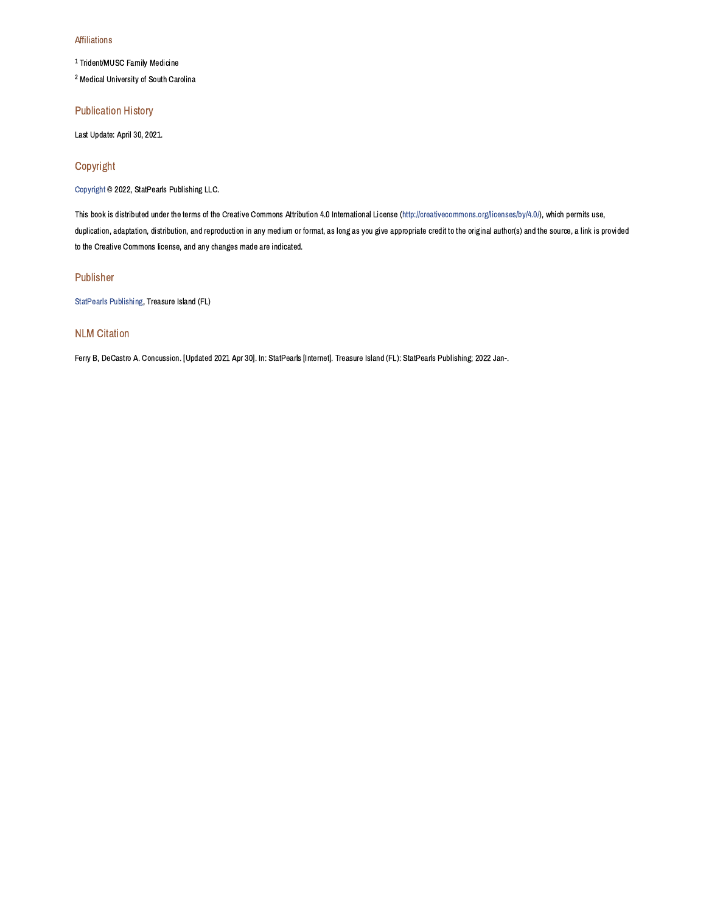### Affiliations

[1] Trident/MUSC Family Medicine

[2] Medical University of South Carolina

## Publication History

Last Update: April 30, 2021.

## Copyright

Copyright © 2022, StatPearls Publishing LLC.

This book is distributed under the terms of the Creative Commons Attribution 4.0 International License (http://creativecommons.org/licenses/by/4.0/), which permits use, duplication, adaptation, distribution, and reproduction in any medium or format, as long as you give appropriate credit to the original author(s) and the source, a link is provided to the Creative Commons license, and any changes made are indicated.

## Publisher

StatPearls Publishing, Treasure Island (FL)

## NLM Citation

Ferry B, DeCastro A. Concussion. [Updated 2021 Apr 30]. In: StatPearls [Internet]. Treasure Island (FL): StatPearls Publishing; 2022 Jan-.